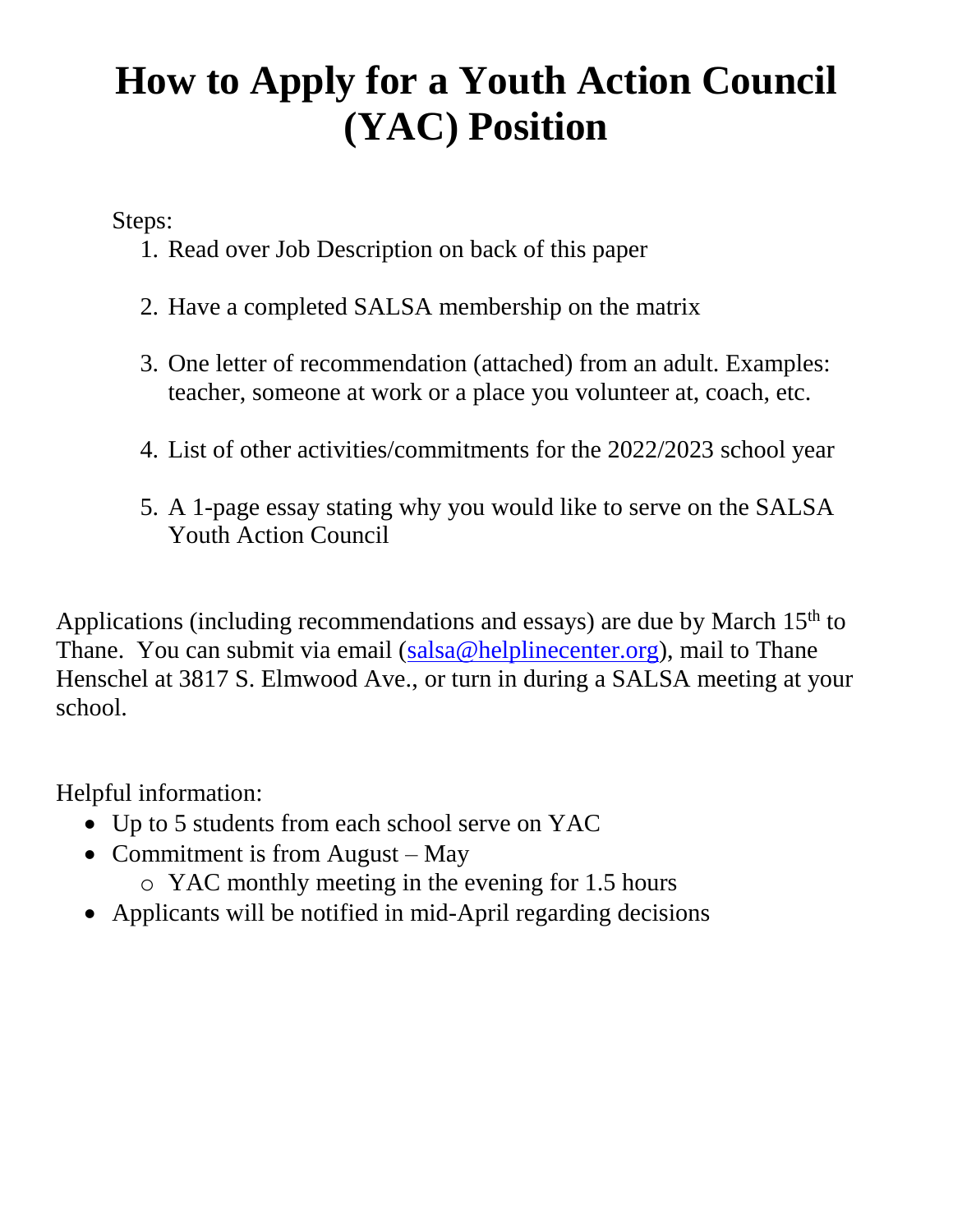# How to Apply for a Youth Action Council (YAC) Position

Steps:

1. Read over Job Description on back of this paper
2. Have a completed SALSA membership on the matrix
3. One letter of recommendation (attached) from an adult. Examples: teacher, someone at work or a place you volunteer at, coach, etc.
4. List of other activities/commitments for the 2022/2023 school year
5. A 1-page essay stating why you would like to serve on the SALSA Youth Action Council

Applications (including recommendations and essays) are due by March 15th to Thane. You can submit via email (salsa@helplinecenter.org), mail to Thane Henschel at 3817 S. Elmwood Ave., or turn in during a SALSA meeting at your school.

Helpful information:

- Up to 5 students from each school serve on YAC
- Commitment is from August – May
  - YAC monthly meeting in the evening for 1.5 hours
- Applicants will be notified in mid-April regarding decisions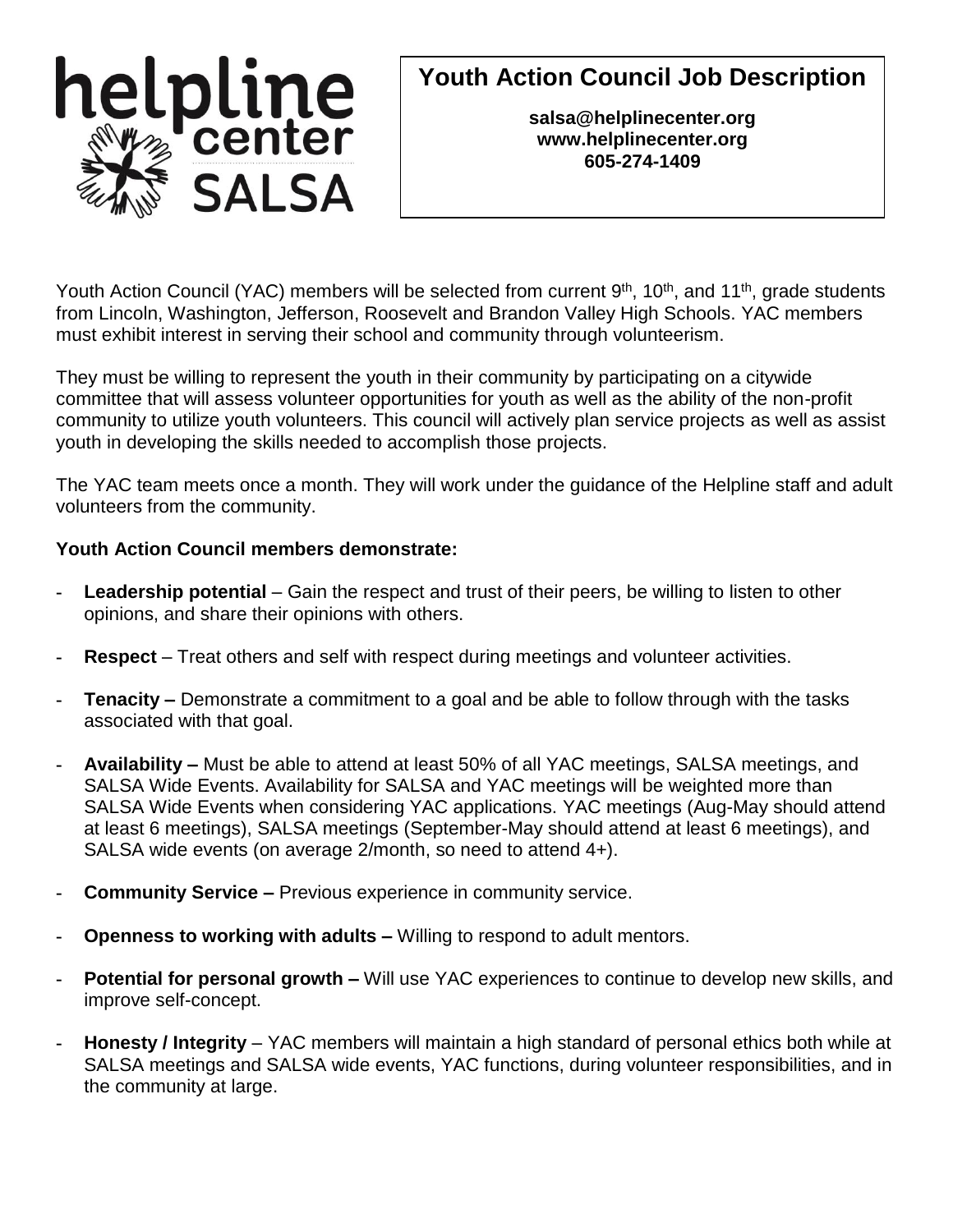# Youth Action Council Job Description

**salsa@helplinecenter.org**
**www.helplinecenter.org**
**605-274-1409**

Youth Action Council (YAC) members will be selected from current 9th, 10th, and 11th, grade students from Lincoln, Washington, Jefferson, Roosevelt and Brandon Valley High Schools. YAC members must exhibit interest in serving their school and community through volunteerism.

They must be willing to represent the youth in their community by participating on a citywide committee that will assess volunteer opportunities for youth as well as the ability of the non-profit community to utilize youth volunteers. This council will actively plan service projects as well as assist youth in developing the skills needed to accomplish those projects.

The YAC team meets once a month. They will work under the guidance of the Helpline staff and adult volunteers from the community.

**Youth Action Council members demonstrate:**

- **Leadership potential** – Gain the respect and trust of their peers, be willing to listen to other opinions, and share their opinions with others.
- **Respect** – Treat others and self with respect during meetings and volunteer activities.
- **Tenacity –** Demonstrate a commitment to a goal and be able to follow through with the tasks associated with that goal.
- **Availability –** Must be able to attend at least 50% of all YAC meetings, SALSA meetings, and SALSA Wide Events. Availability for SALSA and YAC meetings will be weighted more than SALSA Wide Events when considering YAC applications. YAC meetings (Aug-May should attend at least 6 meetings), SALSA meetings (September-May should attend at least 6 meetings), and SALSA wide events (on average 2/month, so need to attend 4+).
- **Community Service –** Previous experience in community service.
- **Openness to working with adults –** Willing to respond to adult mentors.
- **Potential for personal growth –** Will use YAC experiences to continue to develop new skills, and improve self-concept.
- **Honesty / Integrity** – YAC members will maintain a high standard of personal ethics both while at SALSA meetings and SALSA wide events, YAC functions, during volunteer responsibilities, and in the community at large.